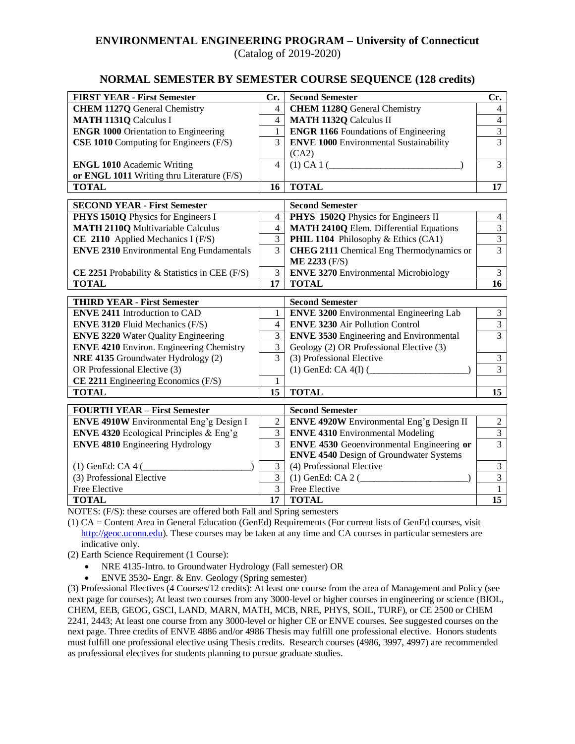# ENVIRONMENTAL ENGINEERING PROGRAM – University of Connecticut

(Catalog of 2019-2020)

## NORMAL SEMESTER BY SEMESTER COURSE SEQUENCE (128 credits)

| FIRST YEAR - First Semester | Cr. | Second Semester | Cr. |
|---|---|---|---|
| **CHEM 1127Q** General Chemistry | 4 | **CHEM 1128Q** General Chemistry | 4 |
| **MATH 1131Q** Calculus I | 4 | **MATH 1132Q** Calculus II | 4 |
| **ENGR 1000** Orientation to Engineering | 1 | **ENGR 1166** Foundations of Engineering | 3 |
| **CSE 1010** Computing for Engineers (F/S) | 3 | **ENVE 1000** Environmental Sustainability (CA2) | 3 |
| **ENGL 1010** Academic Writing **or ENGL 1011** Writing thru Literature (F/S) | 4 | (1) CA 1 (___________________________) | 3 |
| **TOTAL** | **16** | **TOTAL** | **17** |

| SECOND YEAR - First Semester | | Second Semester | |
|---|---|---|---|
| **PHYS 1501Q** Physics for Engineers I | 4 | **PHYS 1502Q** Physics for Engineers II | 4 |
| **MATH 2110Q** Multivariable Calculus | 4 | **MATH 2410Q** Elem. Differential Equations | 3 |
| **CE 2110** Applied Mechanics I (F/S) | 3 | **PHIL 1104** Philosophy & Ethics (CA1) | 3 |
| **ENVE 2310** Environmental Eng Fundamentals | 3 | **CHEG 2111** Chemical Eng Thermodynamics or **ME 2233** (F/S) | 3 |
| **CE 2251** Probability & Statistics in CEE (F/S) | 3 | **ENVE 3270** Environmental Microbiology | 3 |
| **TOTAL** | **17** | **TOTAL** | **16** |

| THIRD YEAR - First Semester | | Second Semester | |
|---|---|---|---|
| **ENVE 2411** Introduction to CAD | 1 | **ENVE 3200** Environmental Engineering Lab | 3 |
| **ENVE 3120** Fluid Mechanics (F/S) | 4 | **ENVE 3230** Air Pollution Control | 3 |
| **ENVE 3220** Water Quality Engineering | 3 | **ENVE 3530** Engineering and Environmental Geology (2) OR Professional Elective (3) | 3 |
| **ENVE 4210** Environ. Engineering Chemistry | 3 | | |
| **NRE 4135** Groundwater Hydrology (2) OR Professional Elective (3) | 3 | (3) Professional Elective | 3 |
| | | (1) GenEd: CA 4(I) (____________________) | 3 |
| **CE 2211** Engineering Economics (F/S) | 1 | | |
| **TOTAL** | **15** | **TOTAL** | **15** |

| FOURTH YEAR – First Semester | | Second Semester | |
|---|---|---|---|
| **ENVE 4910W** Environmental Eng'g Design I | 2 | **ENVE 4920W** Environmental Eng'g Design II | 2 |
| **ENVE 4320** Ecological Principles & Eng'g | 3 | **ENVE 4310** Environmental Modeling | 3 |
| **ENVE 4810** Engineering Hydrology | 3 | **ENVE 4530** Geoenvironmental Engineering **or ENVE 4540** Design of Groundwater Systems | 3 |
| (1) GenEd: CA 4 (______________________) | 3 | (4) Professional Elective | 3 |
| (3) Professional Elective | 3 | (1) GenEd: CA 2 (______________________) | 3 |
| Free Elective | 3 | Free Elective | 1 |
| **TOTAL** | **17** | **TOTAL** | **15** |

NOTES: (F/S): these courses are offered both Fall and Spring semesters

(1) CA = Content Area in General Education (GenEd) Requirements (For current lists of GenEd courses, visit http://geoc.uconn.edu). These courses may be taken at any time and CA courses in particular semesters are indicative only.

(2) Earth Science Requirement (1 Course):

- NRE 4135-Intro. to Groundwater Hydrology (Fall semester) OR
- ENVE 3530- Engr. & Env. Geology (Spring semester)

(3) Professional Electives (4 Courses/12 credits): At least one course from the area of Management and Policy (see next page for courses); At least two courses from any 3000-level or higher courses in engineering or science (BIOL, CHEM, EEB, GEOG, GSCI, LAND, MARN, MATH, MCB, NRE, PHYS, SOIL, TURF), or CE 2500 or CHEM 2241, 2443; At least one course from any 3000-level or higher CE or ENVE courses. See suggested courses on the next page. Three credits of ENVE 4886 and/or 4986 Thesis may fulfill one professional elective. Honors students must fulfill one professional elective using Thesis credits. Research courses (4986, 3997, 4997) are recommended as professional electives for students planning to pursue graduate studies.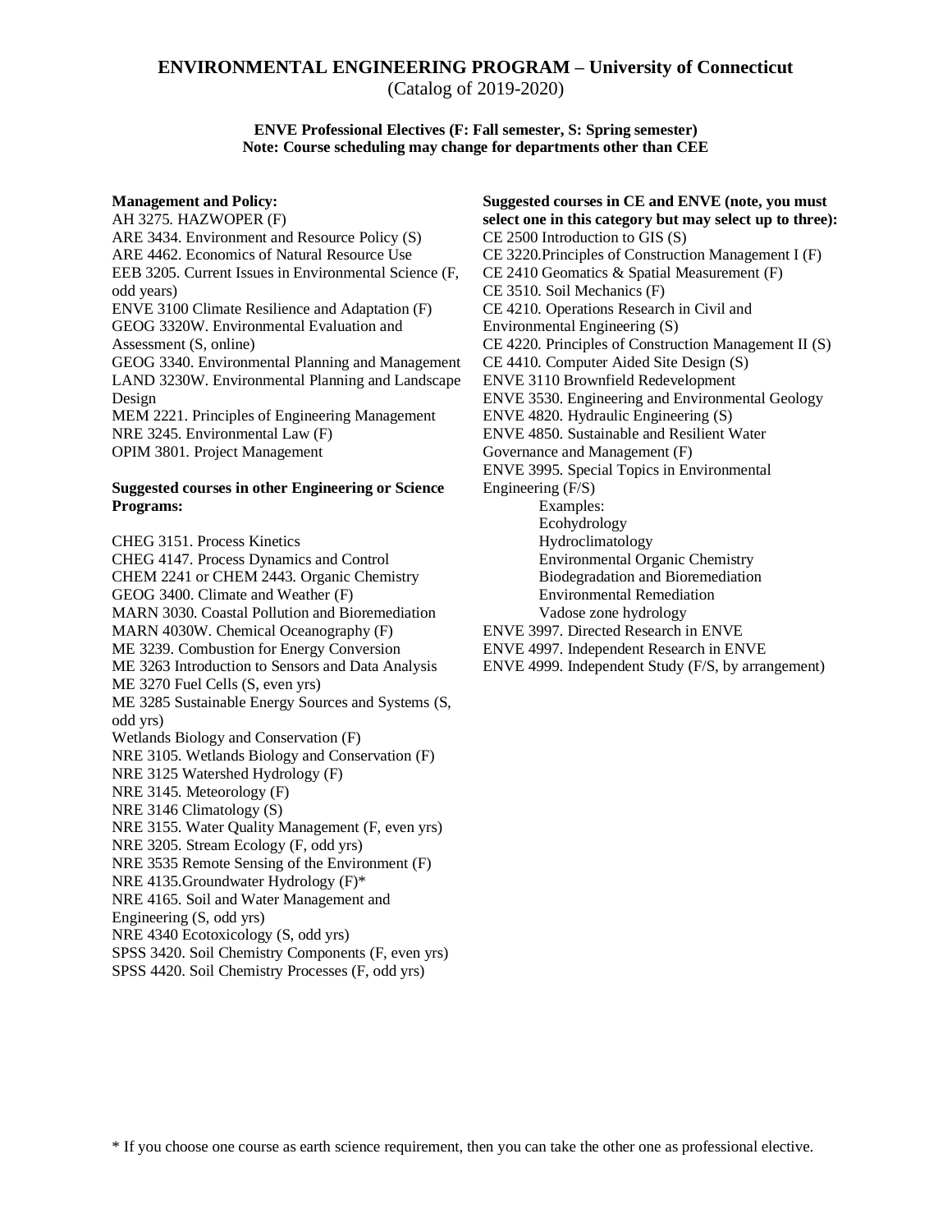# ENVIRONMENTAL ENGINEERING PROGRAM – University of Connecticut

(Catalog of 2019-2020)

**ENVE Professional Electives (F: Fall semester, S: Spring semester)**
**Note: Course scheduling may change for departments other than CEE**

**Management and Policy:**

AH 3275. HAZWOPER (F)
ARE 3434. Environment and Resource Policy (S)
ARE 4462. Economics of Natural Resource Use
EEB 3205. Current Issues in Environmental Science (F, odd years)
ENVE 3100 Climate Resilience and Adaptation (F)
GEOG 3320W. Environmental Evaluation and Assessment (S, online)
GEOG 3340. Environmental Planning and Management
LAND 3230W. Environmental Planning and Landscape Design
MEM 2221. Principles of Engineering Management
NRE 3245. Environmental Law (F)
OPIM 3801. Project Management

**Suggested courses in other Engineering or Science Programs:**

CHEG 3151. Process Kinetics
CHEG 4147. Process Dynamics and Control
CHEM 2241 or CHEM 2443. Organic Chemistry
GEOG 3400. Climate and Weather (F)
MARN 3030. Coastal Pollution and Bioremediation
MARN 4030W. Chemical Oceanography (F)
ME 3239. Combustion for Energy Conversion
ME 3263 Introduction to Sensors and Data Analysis
ME 3270 Fuel Cells (S, even yrs)
ME 3285 Sustainable Energy Sources and Systems (S, odd yrs)
Wetlands Biology and Conservation (F)
NRE 3105. Wetlands Biology and Conservation (F)
NRE 3125 Watershed Hydrology (F)
NRE 3145. Meteorology (F)
NRE 3146 Climatology (S)
NRE 3155. Water Quality Management (F, even yrs)
NRE 3205. Stream Ecology (F, odd yrs)
NRE 3535 Remote Sensing of the Environment (F)
NRE 4135.Groundwater Hydrology (F)*
NRE 4165. Soil and Water Management and Engineering (S, odd yrs)
NRE 4340 Ecotoxicology (S, odd yrs)
SPSS 3420. Soil Chemistry Components (F, even yrs)
SPSS 4420. Soil Chemistry Processes (F, odd yrs)

**Suggested courses in CE and ENVE (note, you must select one in this category but may select up to three):**

CE 2500 Introduction to GIS (S)
CE 3220.Principles of Construction Management I (F)
CE 2410 Geomatics & Spatial Measurement (F)
CE 3510. Soil Mechanics (F)
CE 4210. Operations Research in Civil and Environmental Engineering (S)
CE 4220. Principles of Construction Management II (S)
CE 4410. Computer Aided Site Design (S)
ENVE 3110 Brownfield Redevelopment
ENVE 3530. Engineering and Environmental Geology
ENVE 4820. Hydraulic Engineering (S)
ENVE 4850. Sustainable and Resilient Water Governance and Management (F)
ENVE 3995. Special Topics in Environmental Engineering (F/S)

- Examples:
- Ecohydrology
- Hydroclimatology
- Environmental Organic Chemistry
- Biodegradation and Bioremediation
- Environmental Remediation
- Vadose zone hydrology

ENVE 3997. Directed Research in ENVE
ENVE 4997. Independent Research in ENVE
ENVE 4999. Independent Study (F/S, by arrangement)

\* If you choose one course as earth science requirement, then you can take the other one as professional elective.